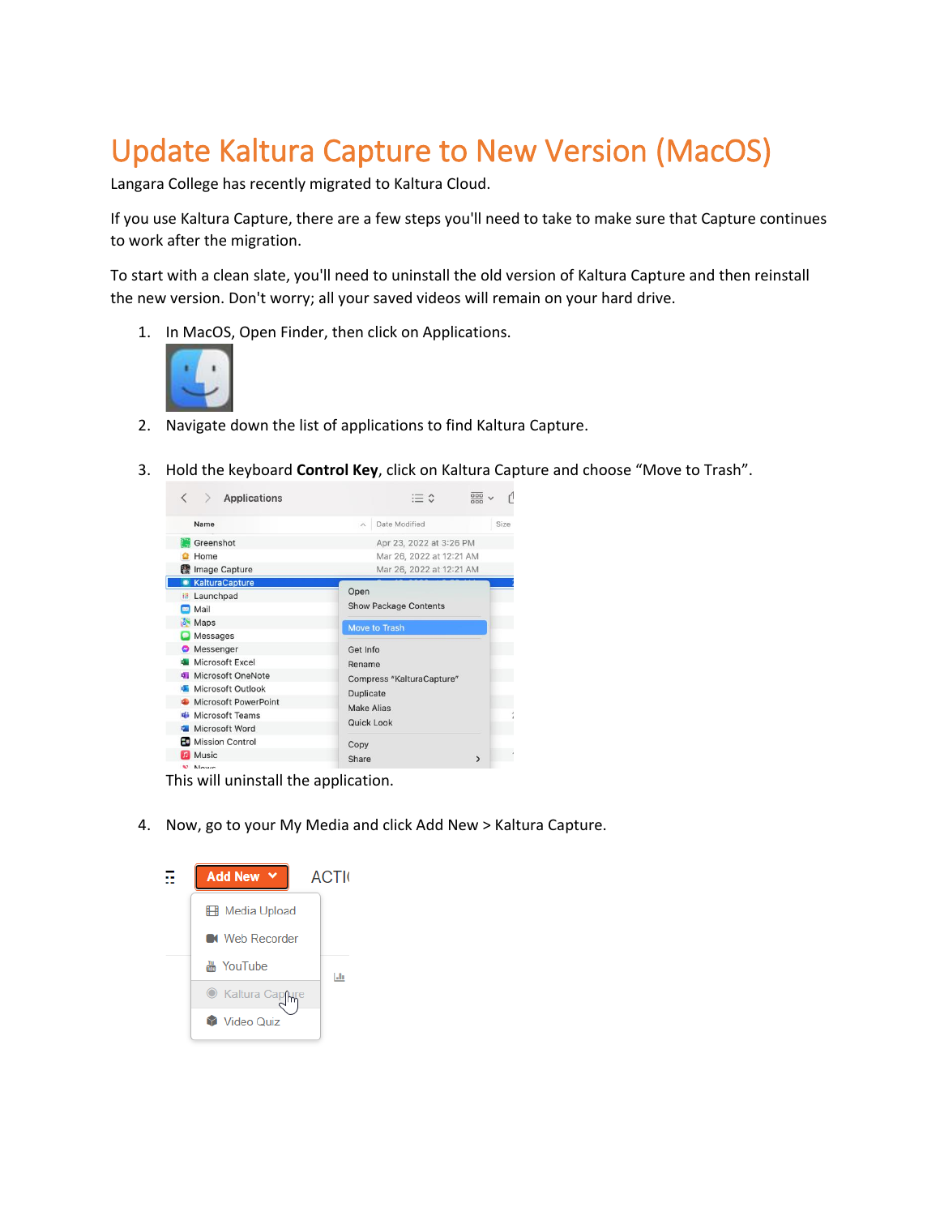# Update Kaltura Capture to New Version (MacOS)

Langara College has recently migrated to Kaltura Cloud.

If you use Kaltura Capture, there are a few steps you'll need to take to make sure that Capture continues to work after the migration.

To start with a clean slate, you'll need to uninstall the old version of Kaltura Capture and then reinstall the new version. Don't worry; all your saved videos will remain on your hard drive.

1. In MacOS, Open Finder, then click on Applications.
2. Navigate down the list of applications to find Kaltura Capture.
3. Hold the keyboard **Control Key**, click on Kaltura Capture and choose "Move to Trash".

   This will uninstall the application.

4. Now, go to your My Media and click Add New > Kaltura Capture.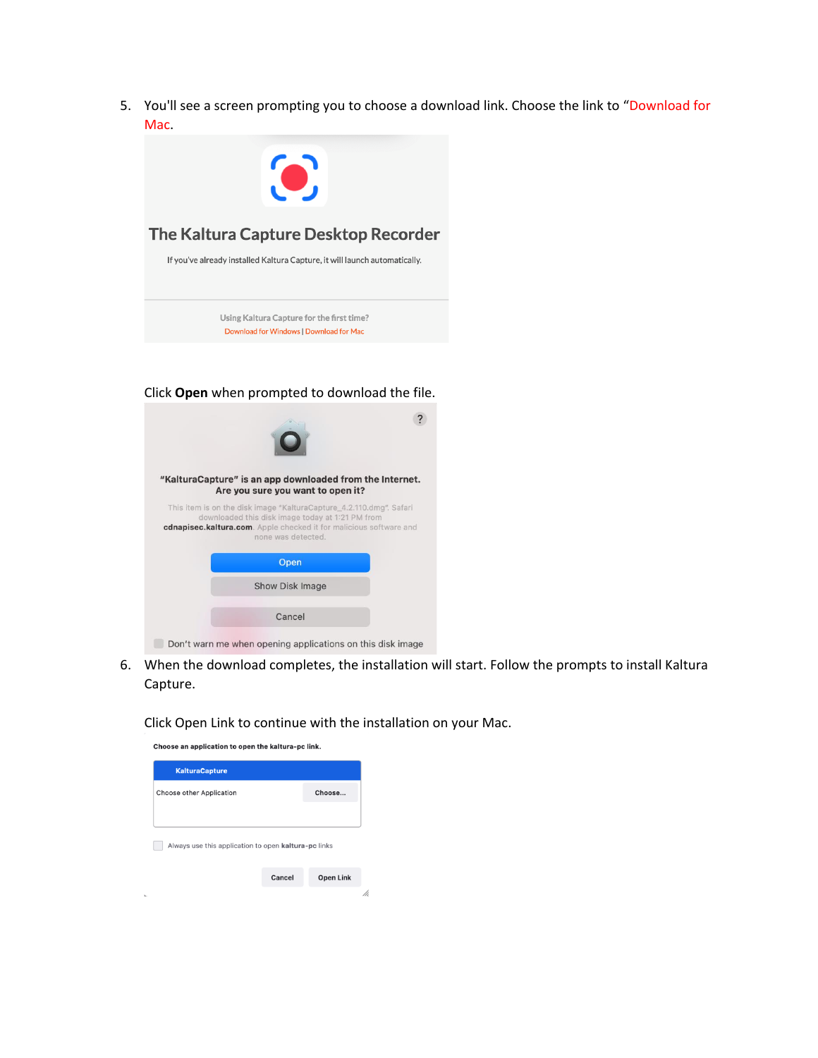5. You'll see a screen prompting you to choose a download link. Choose the link to "Download for Mac.

   The Kaltura Capture Desktop Recorder

   If you've already installed Kaltura Capture, it will launch automatically.

   Using Kaltura Capture for the first time?

   Download for Windows | Download for Mac

   Click **Open** when prompted to download the file.

   "KalturaCapture" is an app downloaded from the Internet. Are you sure you want to open it?

   This item is on the disk image "KalturaCapture_4.2.110.dmg". Safari downloaded this disk image today at 1:21 PM from **cdnapisec.kaltura.com**. Apple checked it for malicious software and none was detected.

   Open

   Show Disk Image

   Cancel

   Don't warn me when opening applications on this disk image

6. When the download completes, the installation will start. Follow the prompts to install Kaltura Capture.

   Click Open Link to continue with the installation on your Mac.

   Choose an application to open the kaltura-pc link.

   KalturaCapture

   Choose other Application — Choose...

   Always use this application to open **kaltura-pc** links

   Cancel — Open Link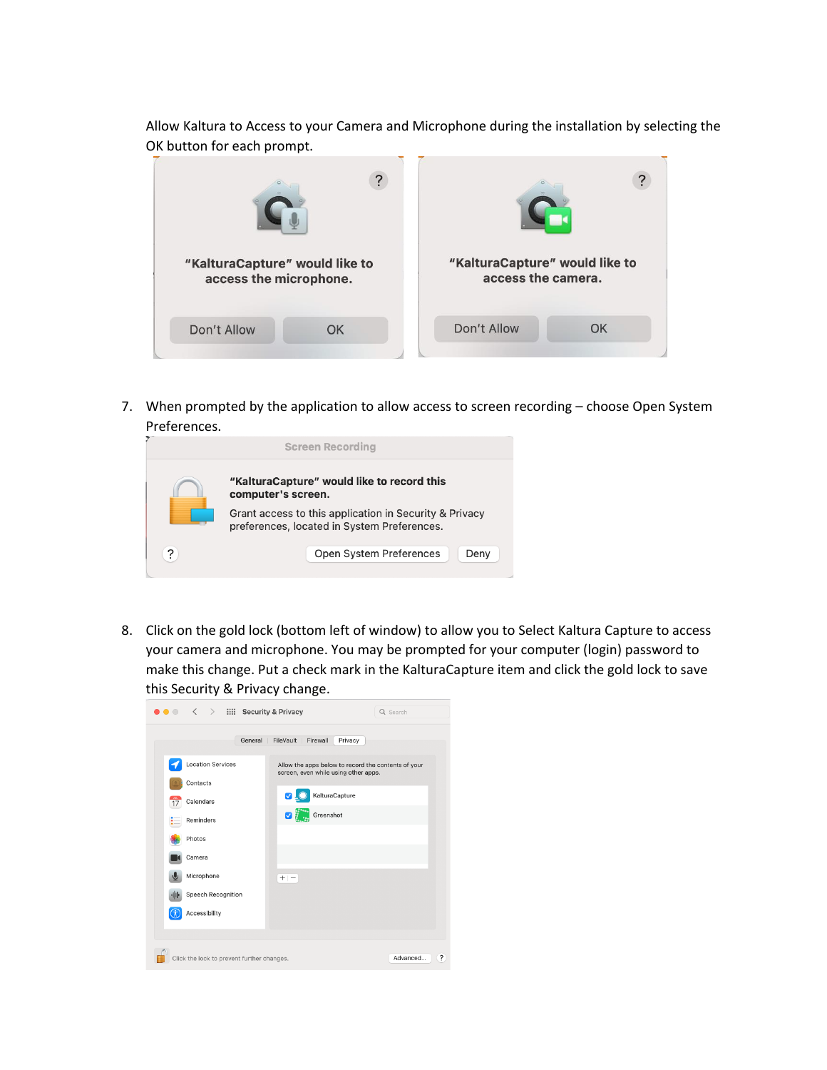Allow Kaltura to Access to your Camera and Microphone during the installation by selecting the OK button for each prompt.

7. When prompted by the application to allow access to screen recording – choose Open System Preferences.

8. Click on the gold lock (bottom left of window) to allow you to Select Kaltura Capture to access your camera and microphone. You may be prompted for your computer (login) password to make this change. Put a check mark in the KalturaCapture item and click the gold lock to save this Security & Privacy change.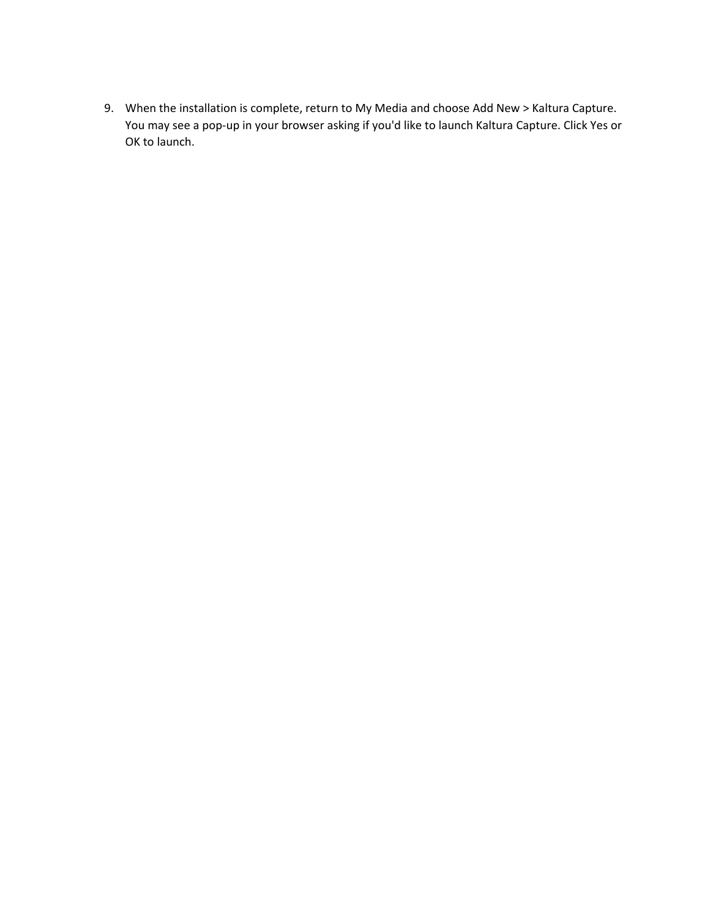9. When the installation is complete, return to My Media and choose Add New > Kaltura Capture. You may see a pop-up in your browser asking if you'd like to launch Kaltura Capture. Click Yes or OK to launch.